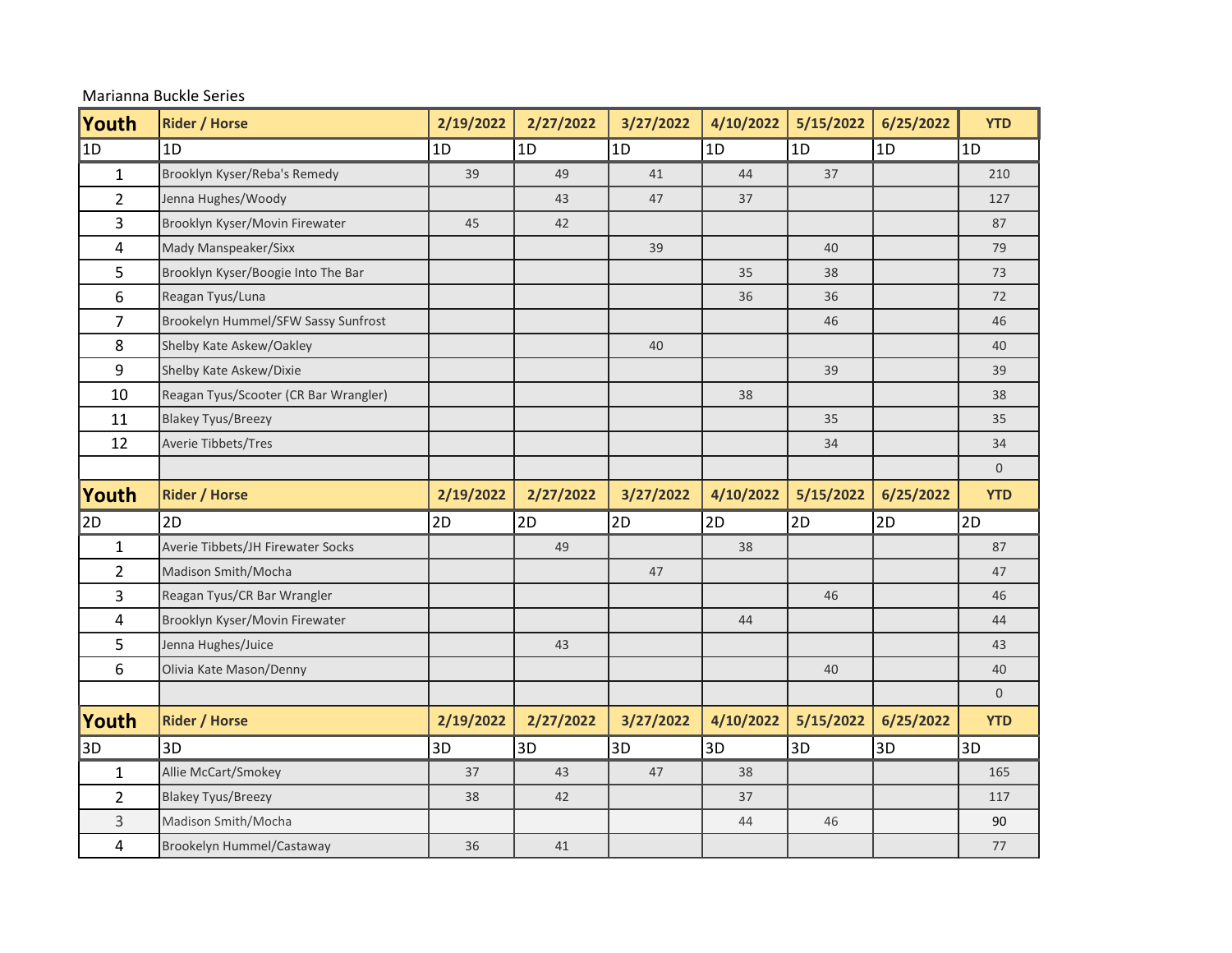Marianna Buckle Series

| Youth | Rider / Horse | 2/19/2022 | 2/27/2022 | 3/27/2022 | 4/10/2022 | 5/15/2022 | 6/25/2022 | YTD |
|---|---|---|---|---|---|---|---|---|
| 1D | 1D | 1D | 1D | 1D | 1D | 1D | 1D | 1D |
| 1 | Brooklyn Kyser/Reba's Remedy | 39 | 49 | 41 | 44 | 37 | | 210 |
| 2 | Jenna Hughes/Woody | | 43 | 47 | 37 | | | 127 |
| 3 | Brooklyn Kyser/Movin Firewater | 45 | 42 | | | | | 87 |
| 4 | Mady Manspeaker/Sixx | | | 39 | | 40 | | 79 |
| 5 | Brooklyn Kyser/Boogie Into The Bar | | | | 35 | 38 | | 73 |
| 6 | Reagan Tyus/Luna | | | | 36 | 36 | | 72 |
| 7 | Brookelyn Hummel/SFW Sassy Sunfrost | | | | | 46 | | 46 |
| 8 | Shelby Kate Askew/Oakley | | | 40 | | | | 40 |
| 9 | Shelby Kate Askew/Dixie | | | | | 39 | | 39 |
| 10 | Reagan Tyus/Scooter (CR Bar Wrangler) | | | | 38 | | | 38 |
| 11 | Blakey Tyus/Breezy | | | | | 35 | | 35 |
| 12 | Averie Tibbets/Tres | | | | | 34 | | 34 |
| | | | | | | | | 0 |

| Youth | Rider / Horse | 2/19/2022 | 2/27/2022 | 3/27/2022 | 4/10/2022 | 5/15/2022 | 6/25/2022 | YTD |
|---|---|---|---|---|---|---|---|---|
| 2D | 2D | 2D | 2D | 2D | 2D | 2D | 2D | 2D |
| 1 | Averie Tibbets/JH Firewater Socks | | 49 | | 38 | | | 87 |
| 2 | Madison Smith/Mocha | | | 47 | | | | 47 |
| 3 | Reagan Tyus/CR Bar Wrangler | | | | | 46 | | 46 |
| 4 | Brooklyn Kyser/Movin Firewater | | | | 44 | | | 44 |
| 5 | Jenna Hughes/Juice | | 43 | | | | | 43 |
| 6 | Olivia Kate Mason/Denny | | | | | 40 | | 40 |
| | | | | | | | | 0 |

| Youth | Rider / Horse | 2/19/2022 | 2/27/2022 | 3/27/2022 | 4/10/2022 | 5/15/2022 | 6/25/2022 | YTD |
|---|---|---|---|---|---|---|---|---|
| 3D | 3D | 3D | 3D | 3D | 3D | 3D | 3D | 3D |
| 1 | Allie McCart/Smokey | 37 | 43 | 47 | 38 | | | 165 |
| 2 | Blakey Tyus/Breezy | 38 | 42 | | 37 | | | 117 |
| 3 | Madison Smith/Mocha | | | | 44 | 46 | | 90 |
| 4 | Brookelyn Hummel/Castaway | 36 | 41 | | | | | 77 |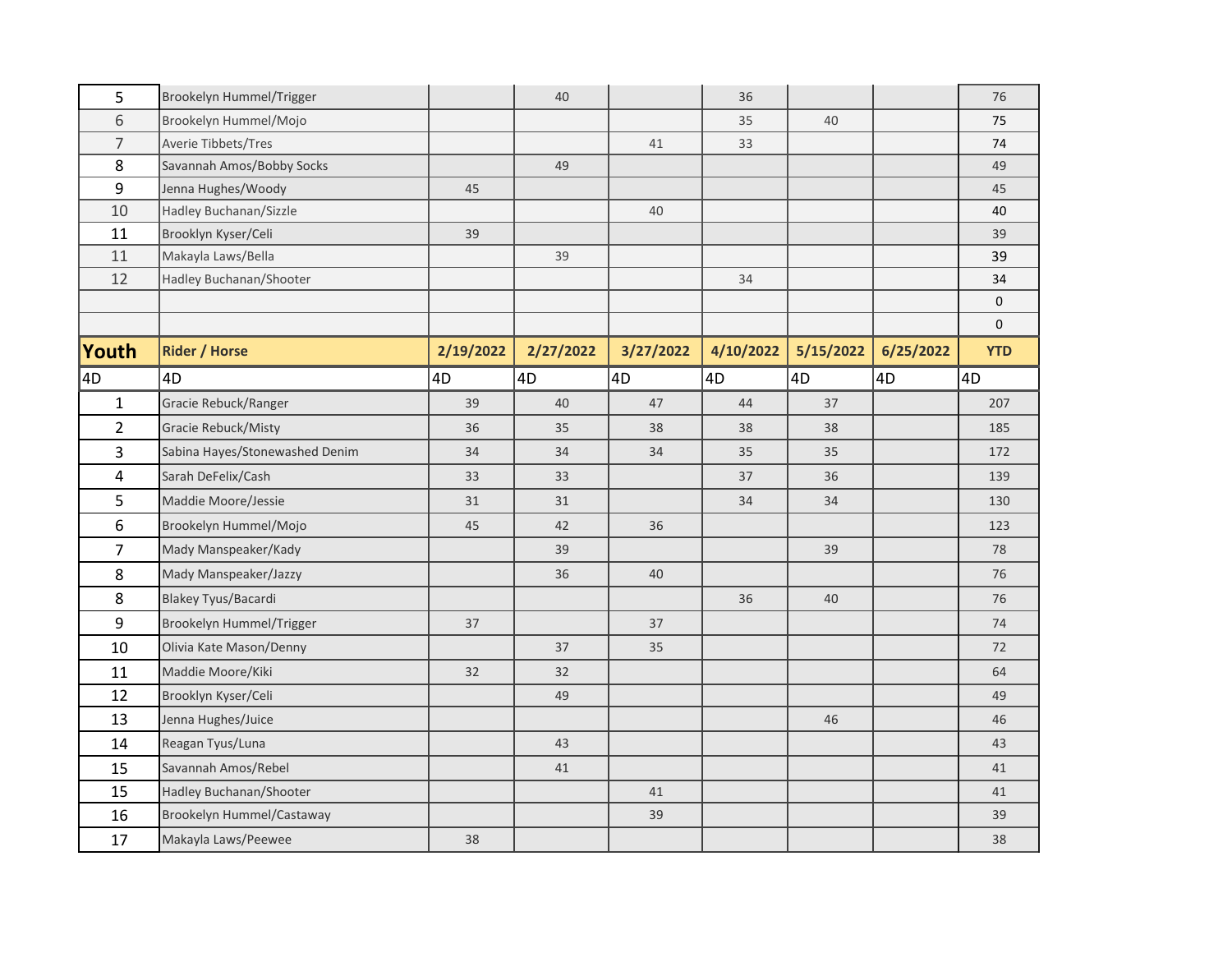| 5 | Brookelyn Hummel/Trigger | | 40 | | 36 | | | 76 |
|---|---|---|---|---|---|---|---|---|
| 6 | Brookelyn Hummel/Mojo | | | | 35 | 40 | | 75 |
| 7 | Averie Tibbets/Tres | | | 41 | 33 | | | 74 |
| 8 | Savannah Amos/Bobby Socks | | 49 | | | | | 49 |
| 9 | Jenna Hughes/Woody | 45 | | | | | | 45 |
| 10 | Hadley Buchanan/Sizzle | | | 40 | | | | 40 |
| 11 | Brooklyn Kyser/Celi | 39 | | | | | | 39 |
| 11 | Makayla Laws/Bella | | 39 | | | | | 39 |
| 12 | Hadley Buchanan/Shooter | | | | 34 | | | 34 |
| | | | | | | | | 0 |
| | | | | | | | | 0 |

| **Youth** | **Rider / Horse** | **2/19/2022** | **2/27/2022** | **3/27/2022** | **4/10/2022** | **5/15/2022** | **6/25/2022** | **YTD** |
|---|---|---|---|---|---|---|---|---|
| 4D | 4D | 4D | 4D | 4D | 4D | 4D | 4D | 4D |
| 1 | Gracie Rebuck/Ranger | 39 | 40 | 47 | 44 | 37 | | 207 |
| 2 | Gracie Rebuck/Misty | 36 | 35 | 38 | 38 | 38 | | 185 |
| 3 | Sabina Hayes/Stonewashed Denim | 34 | 34 | 34 | 35 | 35 | | 172 |
| 4 | Sarah DeFelix/Cash | 33 | 33 | | 37 | 36 | | 139 |
| 5 | Maddie Moore/Jessie | 31 | 31 | | 34 | 34 | | 130 |
| 6 | Brookelyn Hummel/Mojo | 45 | 42 | 36 | | | | 123 |
| 7 | Mady Manspeaker/Kady | | 39 | | | 39 | | 78 |
| 8 | Mady Manspeaker/Jazzy | | 36 | 40 | | | | 76 |
| 8 | Blakey Tyus/Bacardi | | | | 36 | 40 | | 76 |
| 9 | Brookelyn Hummel/Trigger | 37 | | 37 | | | | 74 |
| 10 | Olivia Kate Mason/Denny | | 37 | 35 | | | | 72 |
| 11 | Maddie Moore/Kiki | 32 | 32 | | | | | 64 |
| 12 | Brooklyn Kyser/Celi | | 49 | | | | | 49 |
| 13 | Jenna Hughes/Juice | | | | | 46 | | 46 |
| 14 | Reagan Tyus/Luna | | 43 | | | | | 43 |
| 15 | Savannah Amos/Rebel | | 41 | | | | | 41 |
| 15 | Hadley Buchanan/Shooter | | | 41 | | | | 41 |
| 16 | Brookelyn Hummel/Castaway | | | 39 | | | | 39 |
| 17 | Makayla Laws/Peewee | 38 | | | | | | 38 |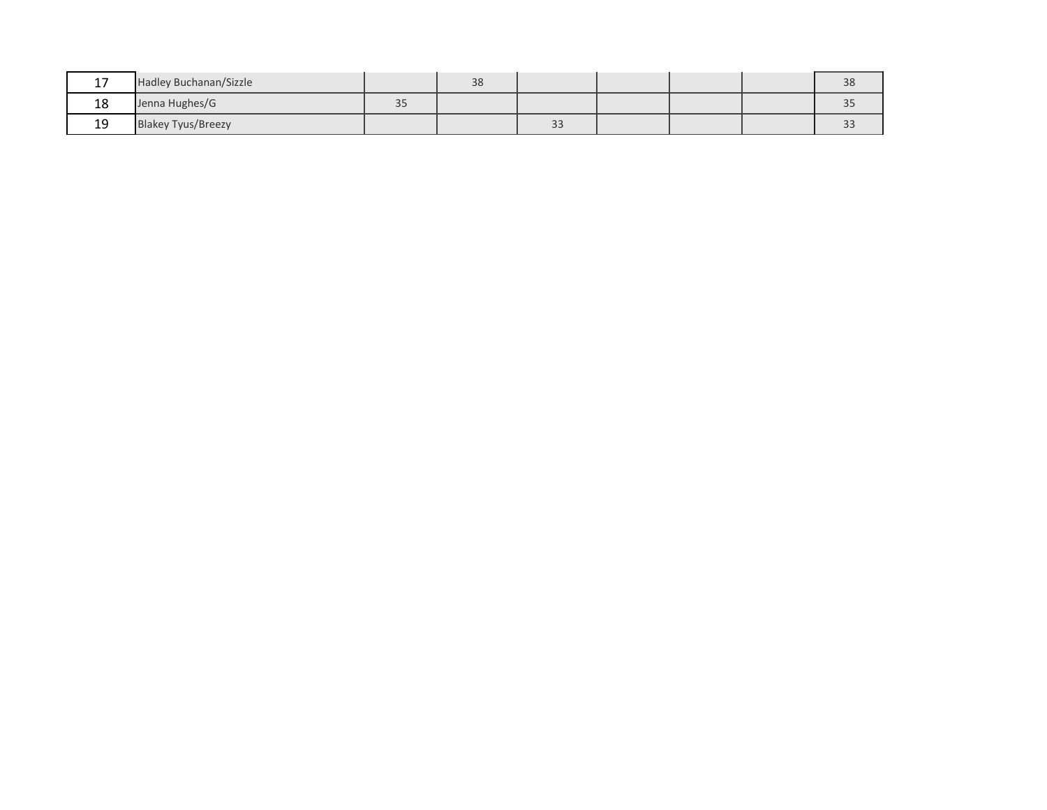| | | | | | | | | |
|---|---|---|---|---|---|---|---|---|
| 17 | Hadley Buchanan/Sizzle | | 38 | | | | | 38 |
| 18 | Jenna Hughes/G | 35 | | | | | | 35 |
| 19 | Blakey Tyus/Breezy | | | 33 | | | | 33 |